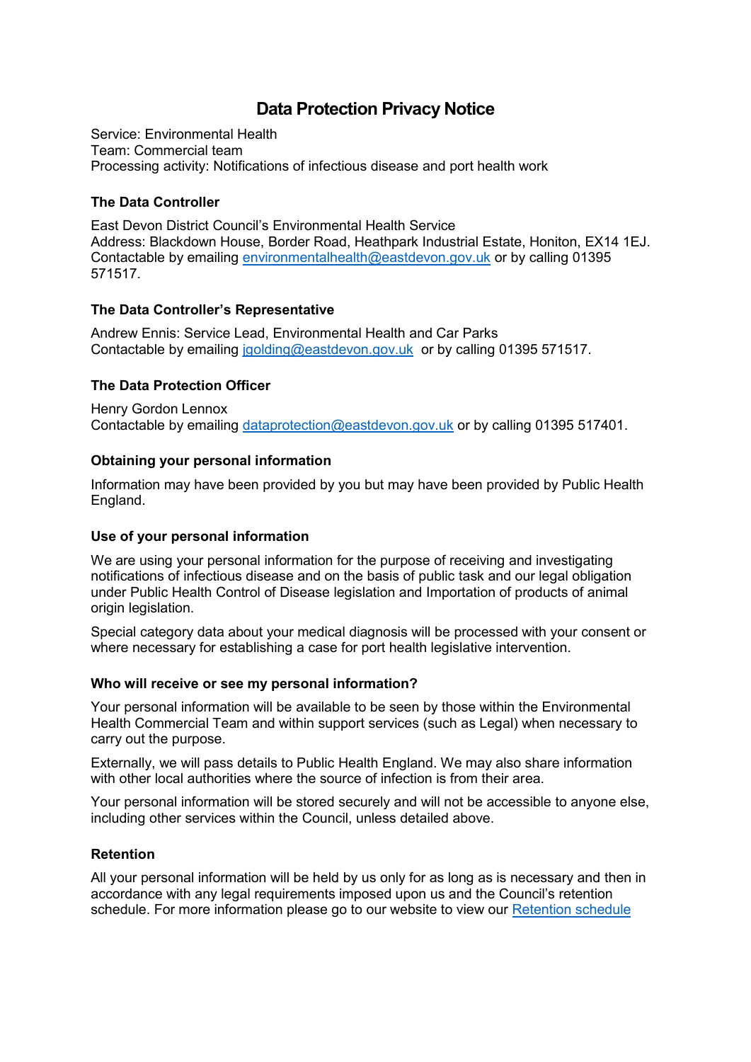# Data Protection Privacy Notice

Service: Environmental Health
Team: Commercial team
Processing activity: Notifications of infectious disease and port health work

### The Data Controller

East Devon District Council's Environmental Health Service
Address: Blackdown House, Border Road, Heathpark Industrial Estate, Honiton, EX14 1EJ.
Contactable by emailing environmentalhealth@eastdevon.gov.uk or by calling 01395 571517.

### The Data Controller's Representative

Andrew Ennis: Service Lead, Environmental Health and Car Parks
Contactable by emailing jgolding@eastdevon.gov.uk or by calling 01395 571517.

### The Data Protection Officer

Henry Gordon Lennox
Contactable by emailing dataprotection@eastdevon.gov.uk or by calling 01395 517401.

### Obtaining your personal information

Information may have been provided by you but may have been provided by Public Health England.

### Use of your personal information

We are using your personal information for the purpose of receiving and investigating notifications of infectious disease and on the basis of public task and our legal obligation under Public Health Control of Disease legislation and Importation of products of animal origin legislation.

Special category data about your medical diagnosis will be processed with your consent or where necessary for establishing a case for port health legislative intervention.

### Who will receive or see my personal information?

Your personal information will be available to be seen by those within the Environmental Health Commercial Team and within support services (such as Legal) when necessary to carry out the purpose.

Externally, we will pass details to Public Health England. We may also share information with other local authorities where the source of infection is from their area.

Your personal information will be stored securely and will not be accessible to anyone else, including other services within the Council, unless detailed above.

### Retention

All your personal information will be held by us only for as long as is necessary and then in accordance with any legal requirements imposed upon us and the Council's retention schedule. For more information please go to our website to view our Retention schedule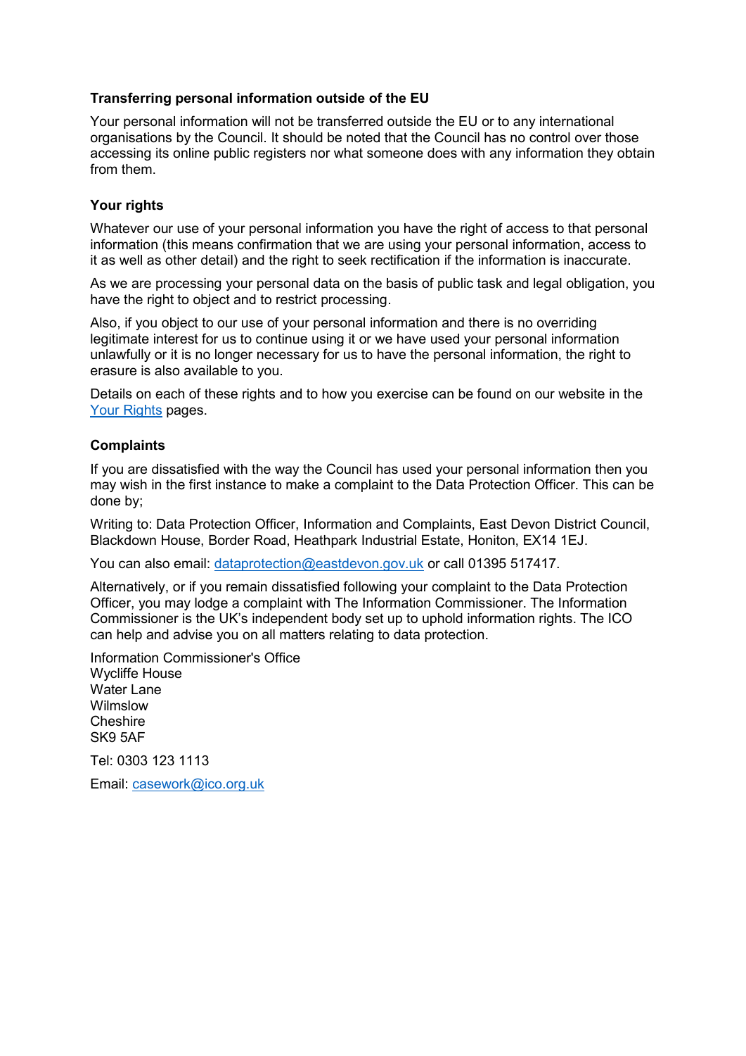### Transferring personal information outside of the EU

Your personal information will not be transferred outside the EU or to any international organisations by the Council. It should be noted that the Council has no control over those accessing its online public registers nor what someone does with any information they obtain from them.

### Your rights

Whatever our use of your personal information you have the right of access to that personal information (this means confirmation that we are using your personal information, access to it as well as other detail) and the right to seek rectification if the information is inaccurate.

As we are processing your personal data on the basis of public task and legal obligation, you have the right to object and to restrict processing.

Also, if you object to our use of your personal information and there is no overriding legitimate interest for us to continue using it or we have used your personal information unlawfully or it is no longer necessary for us to have the personal information, the right to erasure is also available to you.

Details on each of these rights and to how you exercise can be found on our website in the [Your Rights](#) pages.

### Complaints

If you are dissatisfied with the way the Council has used your personal information then you may wish in the first instance to make a complaint to the Data Protection Officer. This can be done by;

Writing to: Data Protection Officer, Information and Complaints, East Devon District Council, Blackdown House, Border Road, Heathpark Industrial Estate, Honiton, EX14 1EJ.

You can also email: dataprotection@eastdevon.gov.uk or call 01395 517417.

Alternatively, or if you remain dissatisfied following your complaint to the Data Protection Officer, you may lodge a complaint with The Information Commissioner. The Information Commissioner is the UK's independent body set up to uphold information rights. The ICO can help and advise you on all matters relating to data protection.

Information Commissioner's Office  
Wycliffe House  
Water Lane  
Wilmslow  
Cheshire  
SK9 5AF

Tel: 0303 123 1113

Email: casework@ico.org.uk